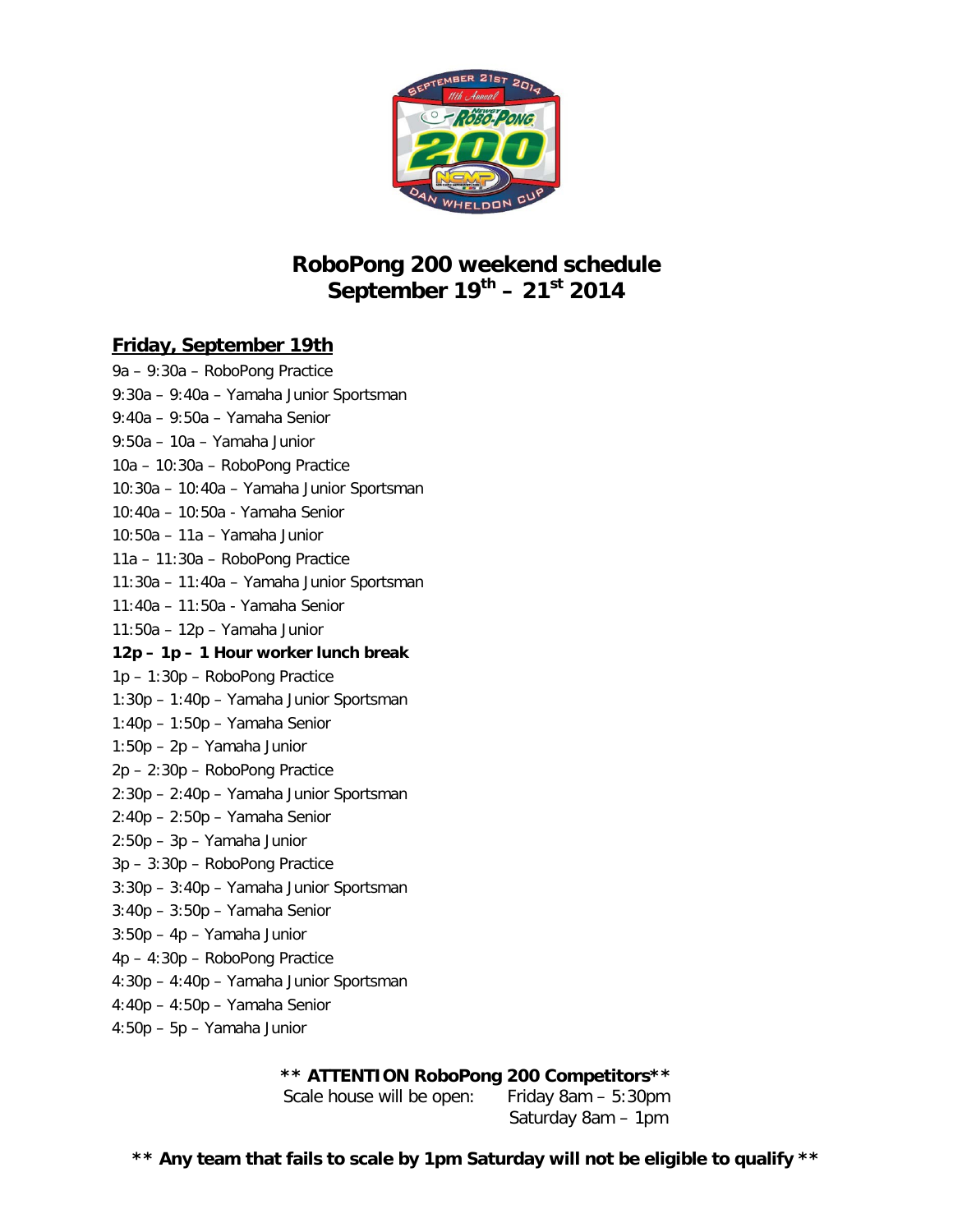# RoboPong 200 weekend schedule
# September 19th – 21st 2014

## Friday, September 19th

9a – 9:30a – RoboPong Practice
9:30a – 9:40a – Yamaha Junior Sportsman
9:40a – 9:50a – Yamaha Senior
9:50a – 10a – Yamaha Junior
10a – 10:30a – RoboPong Practice
10:30a – 10:40a – Yamaha Junior Sportsman
10:40a – 10:50a - Yamaha Senior
10:50a – 11a – Yamaha Junior
11a – 11:30a – RoboPong Practice
11:30a – 11:40a – Yamaha Junior Sportsman
11:40a – 11:50a - Yamaha Senior
11:50a – 12p – Yamaha Junior
**12p – 1p – 1 Hour worker lunch break**
1p – 1:30p – RoboPong Practice
1:30p – 1:40p – Yamaha Junior Sportsman
1:40p – 1:50p – Yamaha Senior
1:50p – 2p – Yamaha Junior
2p – 2:30p – RoboPong Practice
2:30p – 2:40p – Yamaha Junior Sportsman
2:40p – 2:50p – Yamaha Senior
2:50p – 3p – Yamaha Junior
3p – 3:30p – RoboPong Practice
3:30p – 3:40p – Yamaha Junior Sportsman
3:40p – 3:50p – Yamaha Senior
3:50p – 4p – Yamaha Junior
4p – 4:30p – RoboPong Practice
4:30p – 4:40p – Yamaha Junior Sportsman
4:40p – 4:50p – Yamaha Senior
4:50p – 5p – Yamaha Junior

**** ATTENTION RoboPong 200 Competitors****

Scale house will be open: Friday 8am – 5:30pm
Saturday 8am – 1pm

**** Any team that fails to scale by 1pm Saturday will not be eligible to qualify ****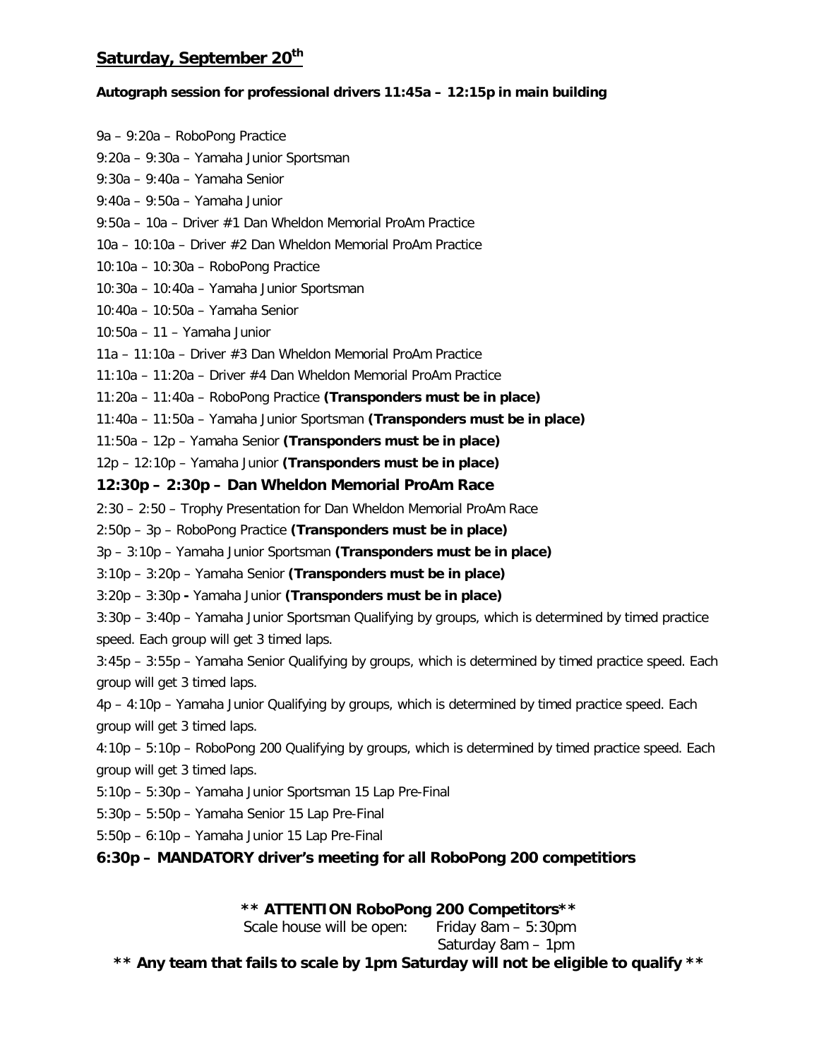## Saturday, September 20th

**Autograph session for professional drivers 11:45a – 12:15p in main building**

9a – 9:20a – RoboPong Practice

9:20a – 9:30a – Yamaha Junior Sportsman

9:30a – 9:40a – Yamaha Senior

9:40a – 9:50a – Yamaha Junior

9:50a – 10a – Driver #1 Dan Wheldon Memorial ProAm Practice

10a – 10:10a – Driver #2 Dan Wheldon Memorial ProAm Practice

10:10a – 10:30a – RoboPong Practice

10:30a – 10:40a – Yamaha Junior Sportsman

10:40a – 10:50a – Yamaha Senior

10:50a – 11 – Yamaha Junior

11a – 11:10a – Driver #3 Dan Wheldon Memorial ProAm Practice

11:10a – 11:20a – Driver #4 Dan Wheldon Memorial ProAm Practice

11:20a – 11:40a – RoboPong Practice **(Transponders must be in place)**

11:40a – 11:50a – Yamaha Junior Sportsman **(Transponders must be in place)**

11:50a – 12p – Yamaha Senior **(Transponders must be in place)**

12p – 12:10p – Yamaha Junior **(Transponders must be in place)**

**12:30p – 2:30p – Dan Wheldon Memorial ProAm Race**

2:30 – 2:50 – Trophy Presentation for Dan Wheldon Memorial ProAm Race

2:50p – 3p – RoboPong Practice **(Transponders must be in place)**

3p – 3:10p – Yamaha Junior Sportsman **(Transponders must be in place)**

3:10p – 3:20p – Yamaha Senior **(Transponders must be in place)**

3:20p – 3:30p - Yamaha Junior **(Transponders must be in place)**

3:30p – 3:40p – Yamaha Junior Sportsman Qualifying by groups, which is determined by timed practice speed. Each group will get 3 timed laps.

3:45p – 3:55p – Yamaha Senior Qualifying by groups, which is determined by timed practice speed. Each group will get 3 timed laps.

4p – 4:10p – Yamaha Junior Qualifying by groups, which is determined by timed practice speed. Each group will get 3 timed laps.

4:10p – 5:10p – RoboPong 200 Qualifying by groups, which is determined by timed practice speed. Each group will get 3 timed laps.

5:10p – 5:30p – Yamaha Junior Sportsman 15 Lap Pre-Final

5:30p – 5:50p – Yamaha Senior 15 Lap Pre-Final

5:50p – 6:10p – Yamaha Junior 15 Lap Pre-Final

**6:30p – MANDATORY driver's meeting for all RoboPong 200 competitiors**

**\*\* ATTENTION RoboPong 200 Competitors\*\***

Scale house will be open: Friday 8am – 5:30pm
Saturday 8am – 1pm

**\*\* Any team that fails to scale by 1pm Saturday will not be eligible to qualify \*\***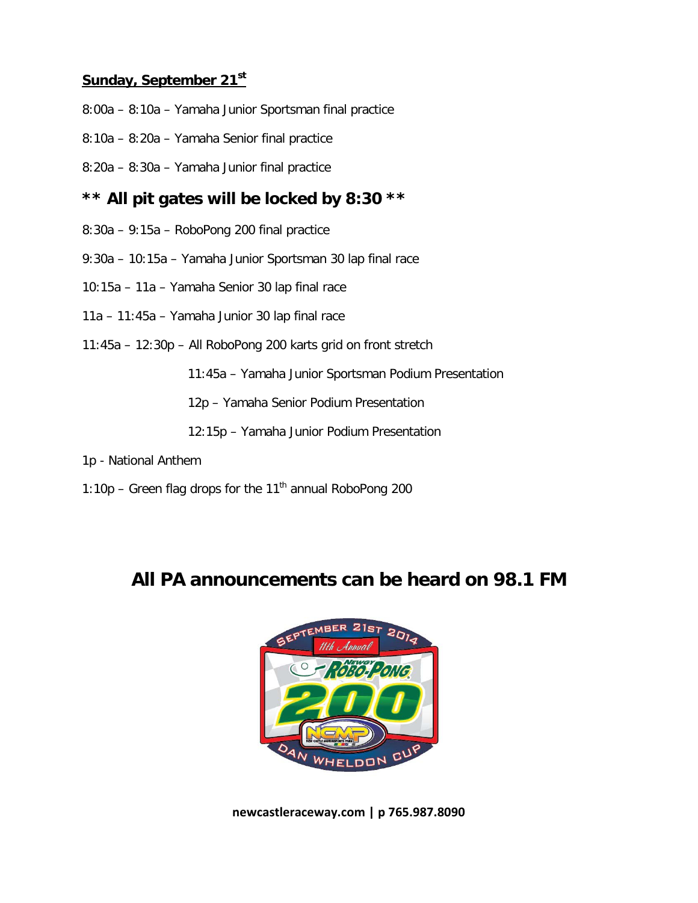**Sunday, September 21st**

8:00a – 8:10a – Yamaha Junior Sportsman final practice

8:10a – 8:20a – Yamaha Senior final practice

8:20a – 8:30a – Yamaha Junior final practice

## ** All pit gates will be locked by 8:30 **

8:30a – 9:15a – RoboPong 200 final practice

9:30a – 10:15a – Yamaha Junior Sportsman 30 lap final race

10:15a – 11a – Yamaha Senior 30 lap final race

11a – 11:45a – Yamaha Junior 30 lap final race

11:45a – 12:30p – All RoboPong 200 karts grid on front stretch

> 11:45a – Yamaha Junior Sportsman Podium Presentation
>
> 12p – Yamaha Senior Podium Presentation
>
> 12:15p – Yamaha Junior Podium Presentation

1p - National Anthem

1:10p – Green flag drops for the 11th annual RoboPong 200

## All PA announcements can be heard on 98.1 FM

**newcastleraceway.com | p 765.987.8090**